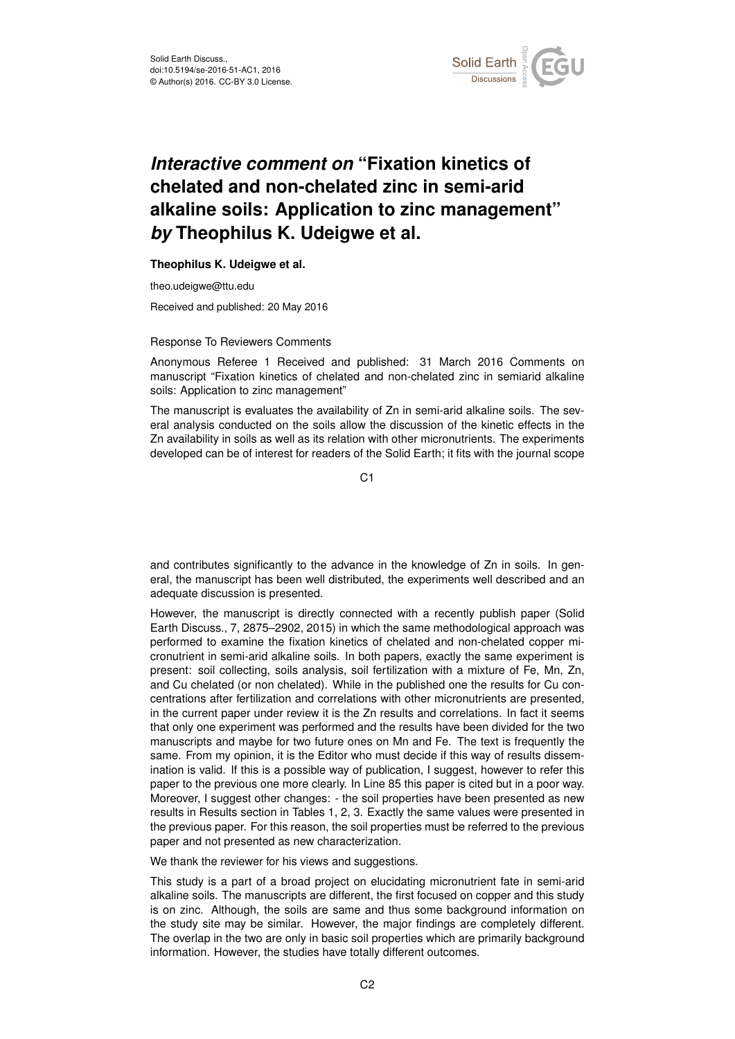Solid Earth Discuss.,
doi:10.5194/se-2016-51-AC1, 2016
© Author(s) 2016. CC-BY 3.0 License.

# *Interactive comment on* "Fixation kinetics of chelated and non-chelated zinc in semi-arid alkaline soils: Application to zinc management" *by* Theophilus K. Udeigwe et al.

**Theophilus K. Udeigwe et al.**

theo.udeigwe@ttu.edu

Received and published: 20 May 2016

Response To Reviewers Comments

Anonymous Referee 1 Received and published: 31 March 2016 Comments on manuscript "Fixation kinetics of chelated and non-chelated zinc in semiarid alkaline soils: Application to zinc management"

The manuscript is evaluates the availability of Zn in semi-arid alkaline soils. The several analysis conducted on the soils allow the discussion of the kinetic effects in the Zn availability in soils as well as its relation with other micronutrients. The experiments developed can be of interest for readers of the Solid Earth; it fits with the journal scope and contributes significantly to the advance in the knowledge of Zn in soils. In general, the manuscript has been well distributed, the experiments well described and an adequate discussion is presented.

However, the manuscript is directly connected with a recently publish paper (Solid Earth Discuss., 7, 2875–2902, 2015) in which the same methodological approach was performed to examine the fixation kinetics of chelated and non-chelated copper micronutrient in semi-arid alkaline soils. In both papers, exactly the same experiment is present: soil collecting, soils analysis, soil fertilization with a mixture of Fe, Mn, Zn, and Cu chelated (or non chelated). While in the published one the results for Cu concentrations after fertilization and correlations with other micronutrients are presented, in the current paper under review it is the Zn results and correlations. In fact it seems that only one experiment was performed and the results have been divided for the two manuscripts and maybe for two future ones on Mn and Fe. The text is frequently the same. From my opinion, it is the Editor who must decide if this way of results dissemination is valid. If this is a possible way of publication, I suggest, however to refer this paper to the previous one more clearly. In Line 85 this paper is cited but in a poor way. Moreover, I suggest other changes: - the soil properties have been presented as new results in Results section in Tables 1, 2, 3. Exactly the same values were presented in the previous paper. For this reason, the soil properties must be referred to the previous paper and not presented as new characterization.

We thank the reviewer for his views and suggestions.

This study is a part of a broad project on elucidating micronutrient fate in semi-arid alkaline soils. The manuscripts are different, the first focused on copper and this study is on zinc. Although, the soils are same and thus some background information on the study site may be similar. However, the major findings are completely different. The overlap in the two are only in basic soil properties which are primarily background information. However, the studies have totally different outcomes.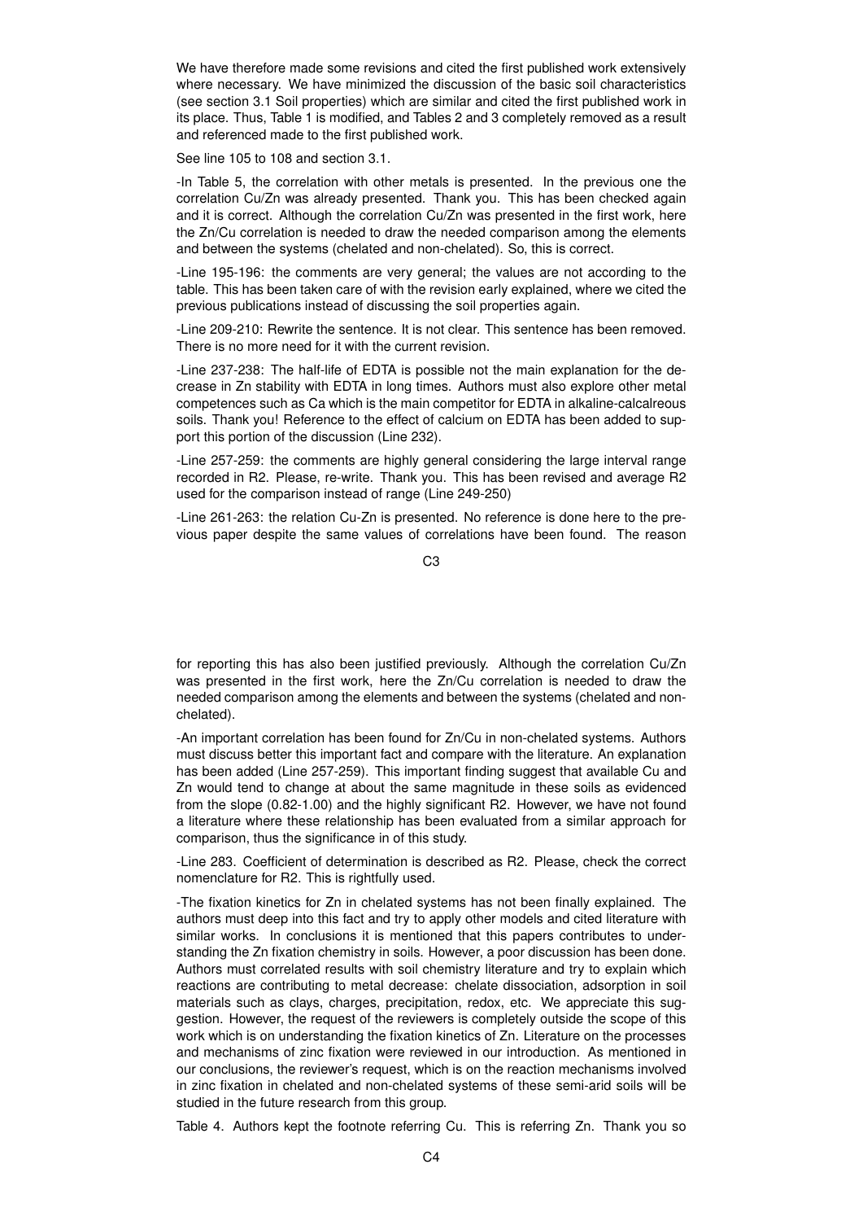We have therefore made some revisions and cited the first published work extensively where necessary. We have minimized the discussion of the basic soil characteristics (see section 3.1 Soil properties) which are similar and cited the first published work in its place. Thus, Table 1 is modified, and Tables 2 and 3 completely removed as a result and referenced made to the first published work.

See line 105 to 108 and section 3.1.

-In Table 5, the correlation with other metals is presented. In the previous one the correlation Cu/Zn was already presented. Thank you. This has been checked again and it is correct. Although the correlation Cu/Zn was presented in the first work, here the Zn/Cu correlation is needed to draw the needed comparison among the elements and between the systems (chelated and non-chelated). So, this is correct.

-Line 195-196: the comments are very general; the values are not according to the table. This has been taken care of with the revision early explained, where we cited the previous publications instead of discussing the soil properties again.

-Line 209-210: Rewrite the sentence. It is not clear. This sentence has been removed. There is no more need for it with the current revision.

-Line 237-238: The half-life of EDTA is possible not the main explanation for the decrease in Zn stability with EDTA in long times. Authors must also explore other metal competences such as Ca which is the main competitor for EDTA in alkaline-calcalreous soils. Thank you! Reference to the effect of calcium on EDTA has been added to support this portion of the discussion (Line 232).

-Line 257-259: the comments are highly general considering the large interval range recorded in R2. Please, re-write. Thank you. This has been revised and average R2 used for the comparison instead of range (Line 249-250)

-Line 261-263: the relation Cu-Zn is presented. No reference is done here to the previous paper despite the same values of correlations have been found. The reason for reporting this has also been justified previously. Although the correlation Cu/Zn was presented in the first work, here the Zn/Cu correlation is needed to draw the needed comparison among the elements and between the systems (chelated and non-chelated).

-An important correlation has been found for Zn/Cu in non-chelated systems. Authors must discuss better this important fact and compare with the literature. An explanation has been added (Line 257-259). This important finding suggest that available Cu and Zn would tend to change at about the same magnitude in these soils as evidenced from the slope (0.82-1.00) and the highly significant R2. However, we have not found a literature where these relationship has been evaluated from a similar approach for comparison, thus the significance in of this study.

-Line 283. Coefficient of determination is described as R2. Please, check the correct nomenclature for R2. This is rightfully used.

-The fixation kinetics for Zn in chelated systems has not been finally explained. The authors must deep into this fact and try to apply other models and cited literature with similar works. In conclusions it is mentioned that this papers contributes to understanding the Zn fixation chemistry in soils. However, a poor discussion has been done. Authors must correlated results with soil chemistry literature and try to explain which reactions are contributing to metal decrease: chelate dissociation, adsorption in soil materials such as clays, charges, precipitation, redox, etc. We appreciate this suggestion. However, the request of the reviewers is completely outside the scope of this work which is on understanding the fixation kinetics of Zn. Literature on the processes and mechanisms of zinc fixation were reviewed in our introduction. As mentioned in our conclusions, the reviewer's request, which is on the reaction mechanisms involved in zinc fixation in chelated and non-chelated systems of these semi-arid soils will be studied in the future research from this group.

Table 4. Authors kept the footnote referring Cu. This is referring Zn. Thank you so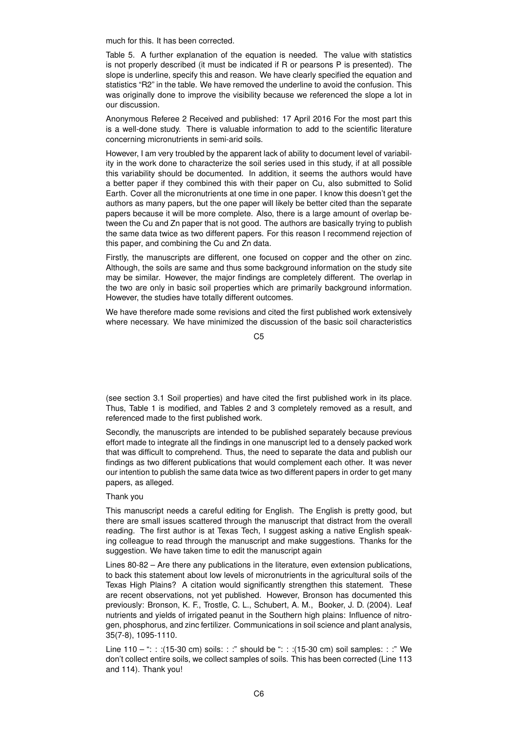much for this. It has been corrected.

Table 5. A further explanation of the equation is needed. The value with statistics is not properly described (it must be indicated if R or pearsons P is presented). The slope is underline, specify this and reason. We have clearly specified the equation and statistics "R2" in the table. We have removed the underline to avoid the confusion. This was originally done to improve the visibility because we referenced the slope a lot in our discussion.

Anonymous Referee 2 Received and published: 17 April 2016 For the most part this is a well-done study. There is valuable information to add to the scientific literature concerning micronutrients in semi-arid soils.

However, I am very troubled by the apparent lack of ability to document level of variability in the work done to characterize the soil series used in this study, if at all possible this variability should be documented. In addition, it seems the authors would have a better paper if they combined this with their paper on Cu, also submitted to Solid Earth. Cover all the micronutrients at one time in one paper. I know this doesn't get the authors as many papers, but the one paper will likely be better cited than the separate papers because it will be more complete. Also, there is a large amount of overlap between the Cu and Zn paper that is not good. The authors are basically trying to publish the same data twice as two different papers. For this reason I recommend rejection of this paper, and combining the Cu and Zn data.

Firstly, the manuscripts are different, one focused on copper and the other on zinc. Although, the soils are same and thus some background information on the study site may be similar. However, the major findings are completely different. The overlap in the two are only in basic soil properties which are primarily background information. However, the studies have totally different outcomes.

We have therefore made some revisions and cited the first published work extensively where necessary. We have minimized the discussion of the basic soil characteristics (see section 3.1 Soil properties) and have cited the first published work in its place. Thus, Table 1 is modified, and Tables 2 and 3 completely removed as a result, and referenced made to the first published work.

Secondly, the manuscripts are intended to be published separately because previous effort made to integrate all the findings in one manuscript led to a densely packed work that was difficult to comprehend. Thus, the need to separate the data and publish our findings as two different publications that would complement each other. It was never our intention to publish the same data twice as two different papers in order to get many papers, as alleged.

Thank you

This manuscript needs a careful editing for English. The English is pretty good, but there are small issues scattered through the manuscript that distract from the overall reading. The first author is at Texas Tech, I suggest asking a native English speaking colleague to read through the manuscript and make suggestions. Thanks for the suggestion. We have taken time to edit the manuscript again

Lines 80-82 – Are there any publications in the literature, even extension publications, to back this statement about low levels of micronutrients in the agricultural soils of the Texas High Plains? A citation would significantly strengthen this statement. These are recent observations, not yet published. However, Bronson has documented this previously: Bronson, K. F., Trostle, C. L., Schubert, A. M., Booker, J. D. (2004). Leaf nutrients and yields of irrigated peanut in the Southern high plains: Influence of nitrogen, phosphorus, and zinc fertilizer. Communications in soil science and plant analysis, 35(7-8), 1095-1110.

Line 110 – ": : :(15-30 cm) soils: : :" should be ": : :(15-30 cm) soil samples: : :" We don't collect entire soils, we collect samples of soils. This has been corrected (Line 113 and 114). Thank you!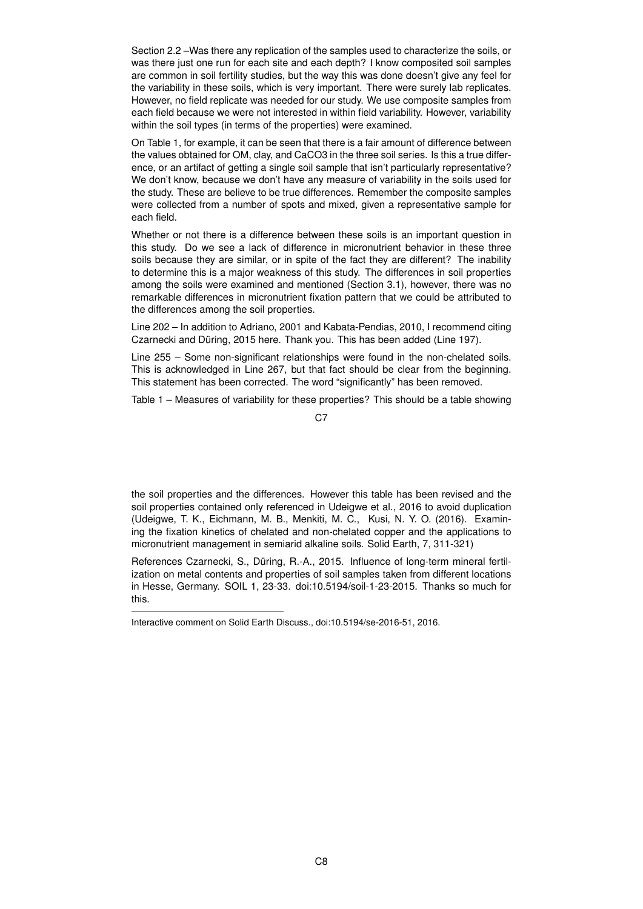Section 2.2 –Was there any replication of the samples used to characterize the soils, or was there just one run for each site and each depth? I know composited soil samples are common in soil fertility studies, but the way this was done doesn't give any feel for the variability in these soils, which is very important. There were surely lab replicates. However, no field replicate was needed for our study. We use composite samples from each field because we were not interested in within field variability. However, variability within the soil types (in terms of the properties) were examined.

On Table 1, for example, it can be seen that there is a fair amount of difference between the values obtained for OM, clay, and $CaCO_3$ in the three soil series. Is this a true difference, or an artifact of getting a single soil sample that isn't particularly representative? We don't know, because we don't have any measure of variability in the soils used for the study. These are believe to be true differences. Remember the composite samples were collected from a number of spots and mixed, given a representative sample for each field.

Whether or not there is a difference between these soils is an important question in this study. Do we see a lack of difference in micronutrient behavior in these three soils because they are similar, or in spite of the fact they are different? The inability to determine this is a major weakness of this study. The differences in soil properties among the soils were examined and mentioned (Section 3.1), however, there was no remarkable differences in micronutrient fixation pattern that we could be attributed to the differences among the soil properties.

Line 202 – In addition to Adriano, 2001 and Kabata-Pendias, 2010, I recommend citing Czarnecki and Düring, 2015 here. Thank you. This has been added (Line 197).

Line 255 – Some non-significant relationships were found in the non-chelated soils. This is acknowledged in Line 267, but that fact should be clear from the beginning. This statement has been corrected. The word "significantly" has been removed.

Table 1 – Measures of variability for these properties? This should be a table showing the soil properties and the differences. However this table has been revised and the soil properties contained only referenced in Udeigwe et al., 2016 to avoid duplication (Udeigwe, T. K., Eichmann, M. B., Menkiti, M. C., Kusi, N. Y. O. (2016). Examining the fixation kinetics of chelated and non-chelated copper and the applications to micronutrient management in semiarid alkaline soils. Solid Earth, 7, 311-321)

References Czarnecki, S., Düring, R.-A., 2015. Influence of long-term mineral fertilization on metal contents and properties of soil samples taken from different locations in Hesse, Germany. SOIL 1, 23-33. doi:10.5194/soil-1-23-2015. Thanks so much for this.

---

Interactive comment on Solid Earth Discuss., doi:10.5194/se-2016-51, 2016.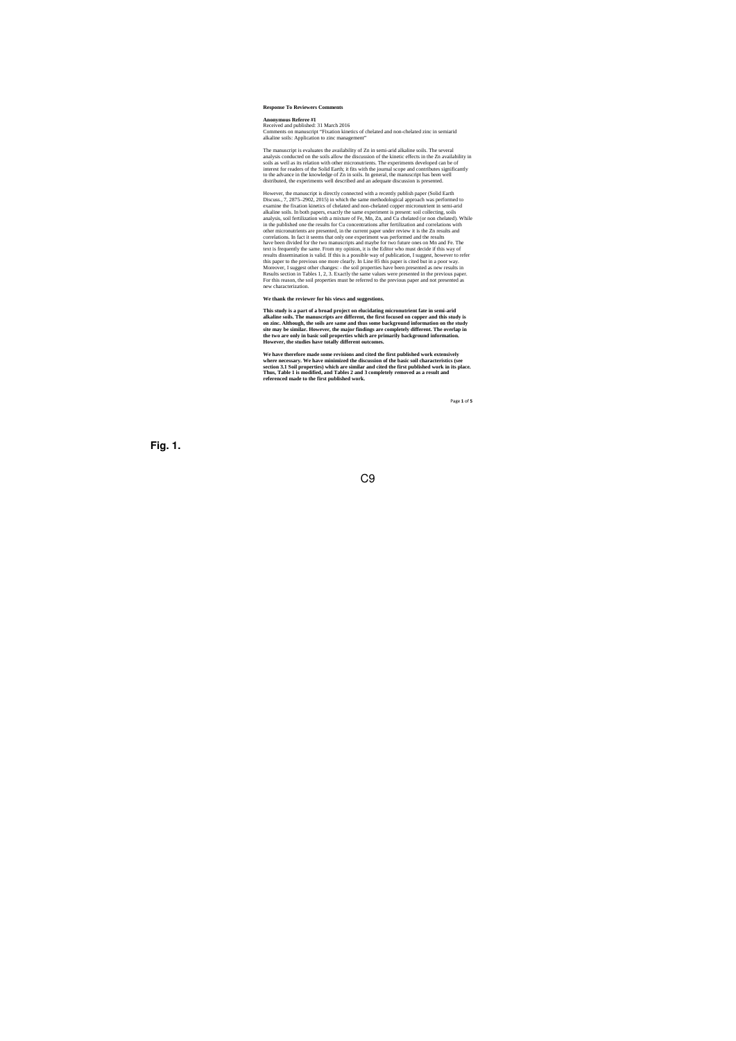**Response To Reviewers Comments**

**Anonymous Referee #1**
Received and published: 31 March 2016
Comments on manuscript "Fixation kinetics of chelated and non-chelated zinc in semiarid alkaline soils: Application to zinc management"

The manuscript is evaluates the availability of Zn in semi-arid alkaline soils. The several analysis conducted on the soils allow the discussion of the kinetic effects in the Zn availability in soils as well as its relation with other micronutrients. The experiments developed can be of interest for readers of the Solid Earth; it fits with the journal scope and contributes significantly to the advance in the knowledge of Zn in soils. In general, the manuscript has been well distributed, the experiments well described and an adequate discussion is presented.

However, the manuscript is directly connected with a recently publish paper (Solid Earth Discuss., 7, 2875–2902, 2015) in which the same methodological approach was performed to examine the fixation kinetics of chelated and non-chelated copper micronutrient in semi-arid alkaline soils. In both papers, exactly the same experiment is present: soil collecting, soils analysis, soil fertilization with a mixture of Fe, Mn, Zn, and Cu chelated (or non chelated). While in the published one the results for Cu concentrations after fertilization and correlations with other micronutrients are presented, in the current paper under review it is the Zn results and correlations. In fact it seems that only one experiment was performed and the results have been divided for the two manuscripts and maybe for two future ones on Mn and Fe. The text is frequently the same. From my opinion, it is the Editor who must decide if this way of results dissemination is valid. If this is a possible way of publication, I suggest, however to refer this paper to the previous one more clearly. In Line 85 this paper is cited but in a poor way. Moreover, I suggest other changes: - the soil properties have been presented as new results in Results section in Tables 1, 2, 3. Exactly the same values were presented in the previous paper. For this reason, the soil properties must be referred to the previous paper and not presented as new characterization.

**We thank the reviewer for his views and suggestions.**

**This study is a part of a broad project on elucidating micronutrient fate in semi-arid alkaline soils. The manuscripts are different, the first focused on copper and this study is on zinc. Although, the soils are same and thus some background information on the study site may be similar. However, the major findings are completely different. The overlap in the two are only in basic soil properties which are primarily background information. However, the studies have totally different outcomes.**

**We have therefore made some revisions and cited the first published work extensively where necessary. We have minimized the discussion of the basic soil characteristics (see section 3.1 Soil properties) which are similar and cited the first published work in its place. Thus, Table 1 is modified, and Tables 2 and 3 completely removed as a result and referenced made to the first published work.**

**Fig. 1.**